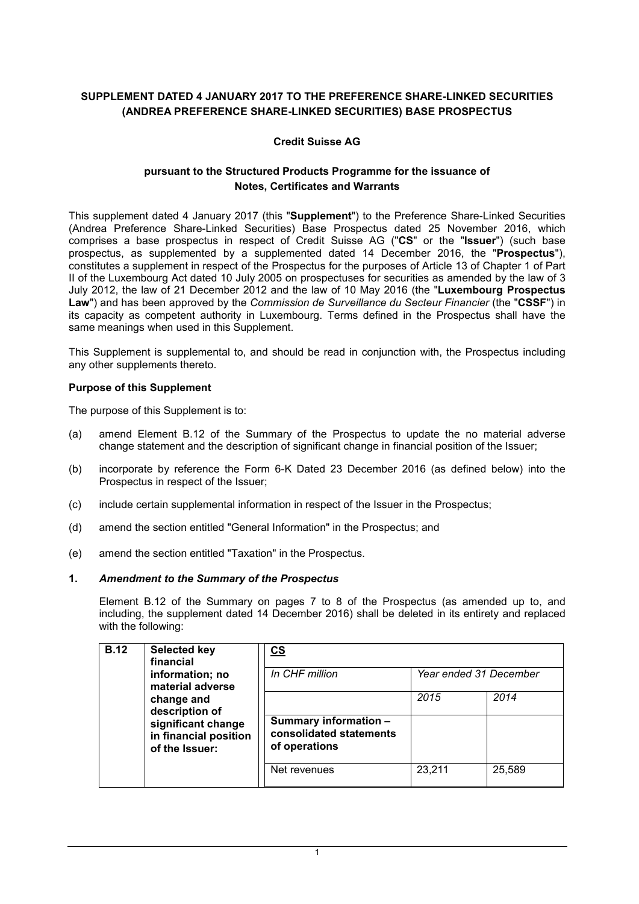**SUPPLEMENT DATED 4 JANUARY 2017 TO THE PREFERENCE SHARE-LINKED SECURITIES (ANDREA PREFERENCE SHARE-LINKED SECURITIES) BASE PROSPECTUS**

**Credit Suisse AG**

**pursuant to the Structured Products Programme for the issuance of Notes, Certificates and Warrants**

This supplement dated 4 January 2017 (this "**Supplement**") to the Preference Share-Linked Securities (Andrea Preference Share-Linked Securities) Base Prospectus dated 25 November 2016, which comprises a base prospectus in respect of Credit Suisse AG ("**CS**" or the "**Issuer**") (such base prospectus, as supplemented by a supplemented dated 14 December 2016, the "**Prospectus**"), constitutes a supplement in respect of the Prospectus for the purposes of Article 13 of Chapter 1 of Part II of the Luxembourg Act dated 10 July 2005 on prospectuses for securities as amended by the law of 3 July 2012, the law of 21 December 2012 and the law of 10 May 2016 (the "**Luxembourg Prospectus Law**") and has been approved by the *Commission de Surveillance du Secteur Financier* (the "**CSSF**") in its capacity as competent authority in Luxembourg. Terms defined in the Prospectus shall have the same meanings when used in this Supplement.

This Supplement is supplemental to, and should be read in conjunction with, the Prospectus including any other supplements thereto.

**Purpose of this Supplement**

The purpose of this Supplement is to:

(a) amend Element B.12 of the Summary of the Prospectus to update the no material adverse change statement and the description of significant change in financial position of the Issuer;

(b) incorporate by reference the Form 6-K Dated 23 December 2016 (as defined below) into the Prospectus in respect of the Issuer;

(c) include certain supplemental information in respect of the Issuer in the Prospectus;

(d) amend the section entitled "General Information" in the Prospectus; and

(e) amend the section entitled "Taxation" in the Prospectus.

**1. *Amendment to the Summary of the Prospectus***

Element B.12 of the Summary on pages 7 to 8 of the Prospectus (as amended up to, and including, the supplement dated 14 December 2016) shall be deleted in its entirety and replaced with the following:

| **B.12** | **Selected key financial information; no material adverse change and description of significant change in financial position of the Issuer:** | **CS** | | |
|---|---|---|---|---|
| | | *In CHF million* | *Year ended 31 December* | |
| | | | *2015* | *2014* |
| | | **Summary information – consolidated statements of operations** | | |
| | | Net revenues | 23,211 | 25,589 |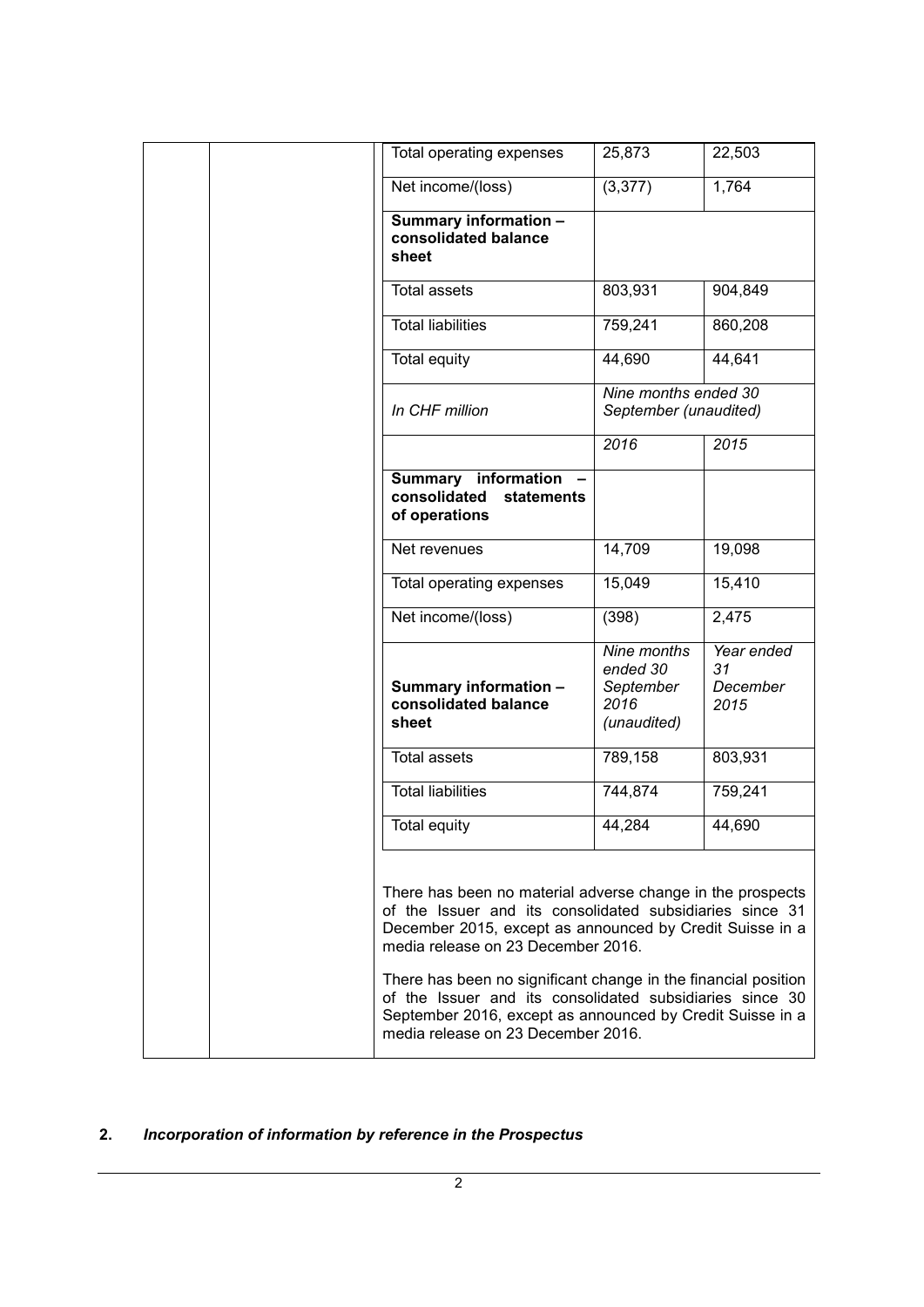| | | | | |
|---|---|---|---|---|
| | | Total operating expenses | 25,873 | 22,503 |
| | | Net income/(loss) | (3,377) | 1,764 |
| | | **Summary information – consolidated balance sheet** | | |
| | | Total assets | 803,931 | 904,849 |
| | | Total liabilities | 759,241 | 860,208 |
| | | Total equity | 44,690 | 44,641 |
| | | *In CHF million* | *Nine months ended 30 September (unaudited)* | |
| | | | *2016* | *2015* |
| | | **Summary information – consolidated statements of operations** | | |
| | | Net revenues | 14,709 | 19,098 |
| | | Total operating expenses | 15,049 | 15,410 |
| | | Net income/(loss) | (398) | 2,475 |
| | | **Summary information – consolidated balance sheet** | *Nine months ended 30 September 2016 (unaudited)* | *Year ended 31 December 2015* |
| | | Total assets | 789,158 | 803,931 |
| | | Total liabilities | 744,874 | 759,241 |
| | | Total equity | 44,284 | 44,690 |
| | | There has been no material adverse change in the prospects of the Issuer and its consolidated subsidiaries since 31 December 2015, except as announced by Credit Suisse in a media release on 23 December 2016.<br><br>There has been no significant change in the financial position of the Issuer and its consolidated subsidiaries since 30 September 2016, except as announced by Credit Suisse in a media release on 23 December 2016. | | |

## 2. *Incorporation of information by reference in the Prospectus*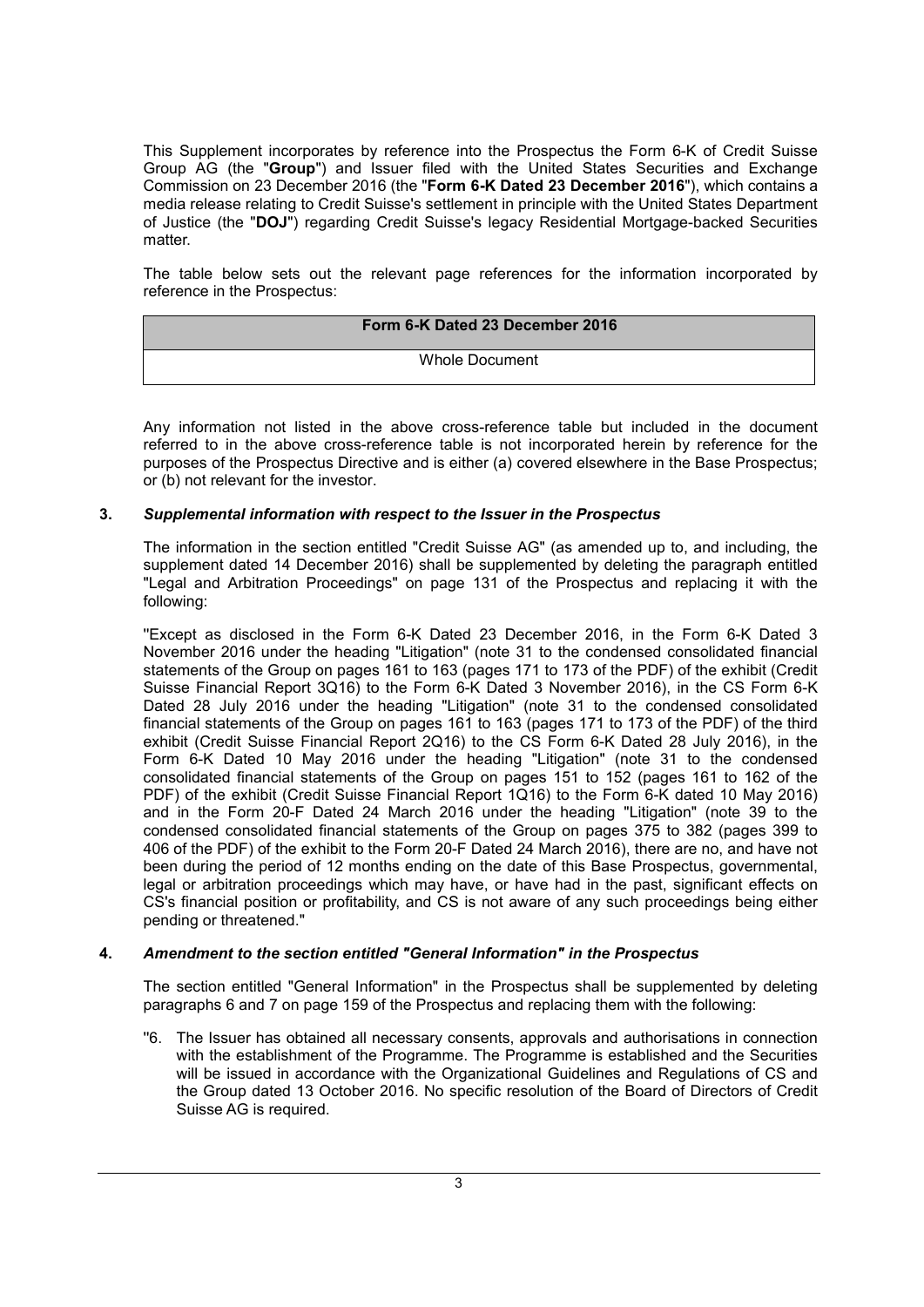This Supplement incorporates by reference into the Prospectus the Form 6-K of Credit Suisse Group AG (the "**Group**") and Issuer filed with the United States Securities and Exchange Commission on 23 December 2016 (the "**Form 6-K Dated 23 December 2016**"), which contains a media release relating to Credit Suisse's settlement in principle with the United States Department of Justice (the "**DOJ**") regarding Credit Suisse's legacy Residential Mortgage-backed Securities matter.

The table below sets out the relevant page references for the information incorporated by reference in the Prospectus:

| Form 6-K Dated 23 December 2016 |
| --- |
| Whole Document |

Any information not listed in the above cross-reference table but included in the document referred to in the above cross-reference table is not incorporated herein by reference for the purposes of the Prospectus Directive and is either (a) covered elsewhere in the Base Prospectus; or (b) not relevant for the investor.

### 3. *Supplemental information with respect to the Issuer in the Prospectus*

The information in the section entitled "Credit Suisse AG" (as amended up to, and including, the supplement dated 14 December 2016) shall be supplemented by deleting the paragraph entitled "Legal and Arbitration Proceedings" on page 131 of the Prospectus and replacing it with the following:

"Except as disclosed in the Form 6-K Dated 23 December 2016, in the Form 6-K Dated 3 November 2016 under the heading "Litigation" (note 31 to the condensed consolidated financial statements of the Group on pages 161 to 163 (pages 171 to 173 of the PDF) of the exhibit (Credit Suisse Financial Report 3Q16) to the Form 6-K Dated 3 November 2016), in the CS Form 6-K Dated 28 July 2016 under the heading "Litigation" (note 31 to the condensed consolidated financial statements of the Group on pages 161 to 163 (pages 171 to 173 of the PDF) of the third exhibit (Credit Suisse Financial Report 2Q16) to the CS Form 6-K Dated 28 July 2016), in the Form 6-K Dated 10 May 2016 under the heading "Litigation" (note 31 to the condensed consolidated financial statements of the Group on pages 151 to 152 (pages 161 to 162 of the PDF) of the exhibit (Credit Suisse Financial Report 1Q16) to the Form 6-K dated 10 May 2016) and in the Form 20-F Dated 24 March 2016 under the heading "Litigation" (note 39 to the condensed consolidated financial statements of the Group on pages 375 to 382 (pages 399 to 406 of the PDF) of the exhibit to the Form 20-F Dated 24 March 2016), there are no, and have not been during the period of 12 months ending on the date of this Base Prospectus, governmental, legal or arbitration proceedings which may have, or have had in the past, significant effects on CS's financial position or profitability, and CS is not aware of any such proceedings being either pending or threatened."

### 4. *Amendment to the section entitled "General Information" in the Prospectus*

The section entitled "General Information" in the Prospectus shall be supplemented by deleting paragraphs 6 and 7 on page 159 of the Prospectus and replacing them with the following:

"6. The Issuer has obtained all necessary consents, approvals and authorisations in connection with the establishment of the Programme. The Programme is established and the Securities will be issued in accordance with the Organizational Guidelines and Regulations of CS and the Group dated 13 October 2016. No specific resolution of the Board of Directors of Credit Suisse AG is required.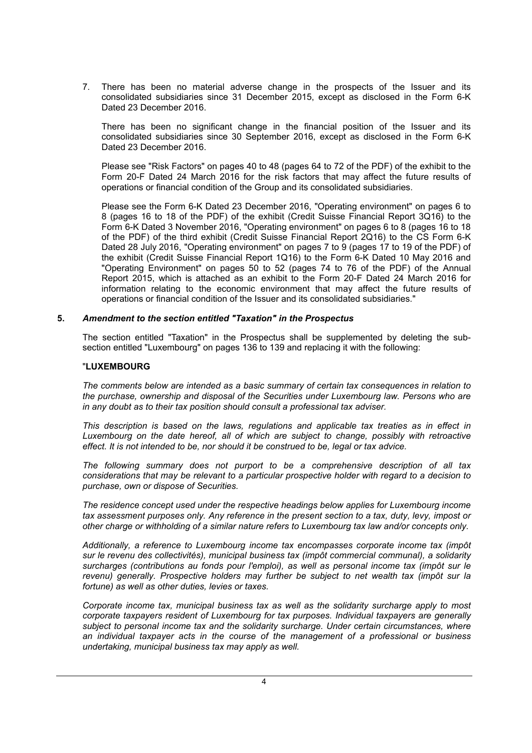7. There has been no material adverse change in the prospects of the Issuer and its consolidated subsidiaries since 31 December 2015, except as disclosed in the Form 6-K Dated 23 December 2016.

   There has been no significant change in the financial position of the Issuer and its consolidated subsidiaries since 30 September 2016, except as disclosed in the Form 6-K Dated 23 December 2016.

   Please see "Risk Factors" on pages 40 to 48 (pages 64 to 72 of the PDF) of the exhibit to the Form 20-F Dated 24 March 2016 for the risk factors that may affect the future results of operations or financial condition of the Group and its consolidated subsidiaries.

   Please see the Form 6-K Dated 23 December 2016, "Operating environment" on pages 6 to 8 (pages 16 to 18 of the PDF) of the exhibit (Credit Suisse Financial Report 3Q16) to the Form 6-K Dated 3 November 2016, "Operating environment" on pages 6 to 8 (pages 16 to 18 of the PDF) of the third exhibit (Credit Suisse Financial Report 2Q16) to the CS Form 6-K Dated 28 July 2016, "Operating environment" on pages 7 to 9 (pages 17 to 19 of the PDF) of the exhibit (Credit Suisse Financial Report 1Q16) to the Form 6-K Dated 10 May 2016 and "Operating Environment" on pages 50 to 52 (pages 74 to 76 of the PDF) of the Annual Report 2015, which is attached as an exhibit to the Form 20-F Dated 24 March 2016 for information relating to the economic environment that may affect the future results of operations or financial condition of the Issuer and its consolidated subsidiaries."

## 5. *Amendment to the section entitled "Taxation" in the Prospectus*

The section entitled "Taxation" in the Prospectus shall be supplemented by deleting the sub-section entitled "Luxembourg" on pages 136 to 139 and replacing it with the following:

"**LUXEMBOURG**

*The comments below are intended as a basic summary of certain tax consequences in relation to the purchase, ownership and disposal of the Securities under Luxembourg law. Persons who are in any doubt as to their tax position should consult a professional tax adviser.*

*This description is based on the laws, regulations and applicable tax treaties as in effect in Luxembourg on the date hereof, all of which are subject to change, possibly with retroactive effect. It is not intended to be, nor should it be construed to be, legal or tax advice.*

*The following summary does not purport to be a comprehensive description of all tax considerations that may be relevant to a particular prospective holder with regard to a decision to purchase, own or dispose of Securities.*

*The residence concept used under the respective headings below applies for Luxembourg income tax assessment purposes only. Any reference in the present section to a tax, duty, levy, impost or other charge or withholding of a similar nature refers to Luxembourg tax law and/or concepts only.*

*Additionally, a reference to Luxembourg income tax encompasses corporate income tax (impôt sur le revenu des collectivités), municipal business tax (impôt commercial communal), a solidarity surcharges (contributions au fonds pour l'emploi), as well as personal income tax (impôt sur le revenu) generally. Prospective holders may further be subject to net wealth tax (impôt sur la fortune) as well as other duties, levies or taxes.*

*Corporate income tax, municipal business tax as well as the solidarity surcharge apply to most corporate taxpayers resident of Luxembourg for tax purposes. Individual taxpayers are generally subject to personal income tax and the solidarity surcharge. Under certain circumstances, where an individual taxpayer acts in the course of the management of a professional or business undertaking, municipal business tax may apply as well.*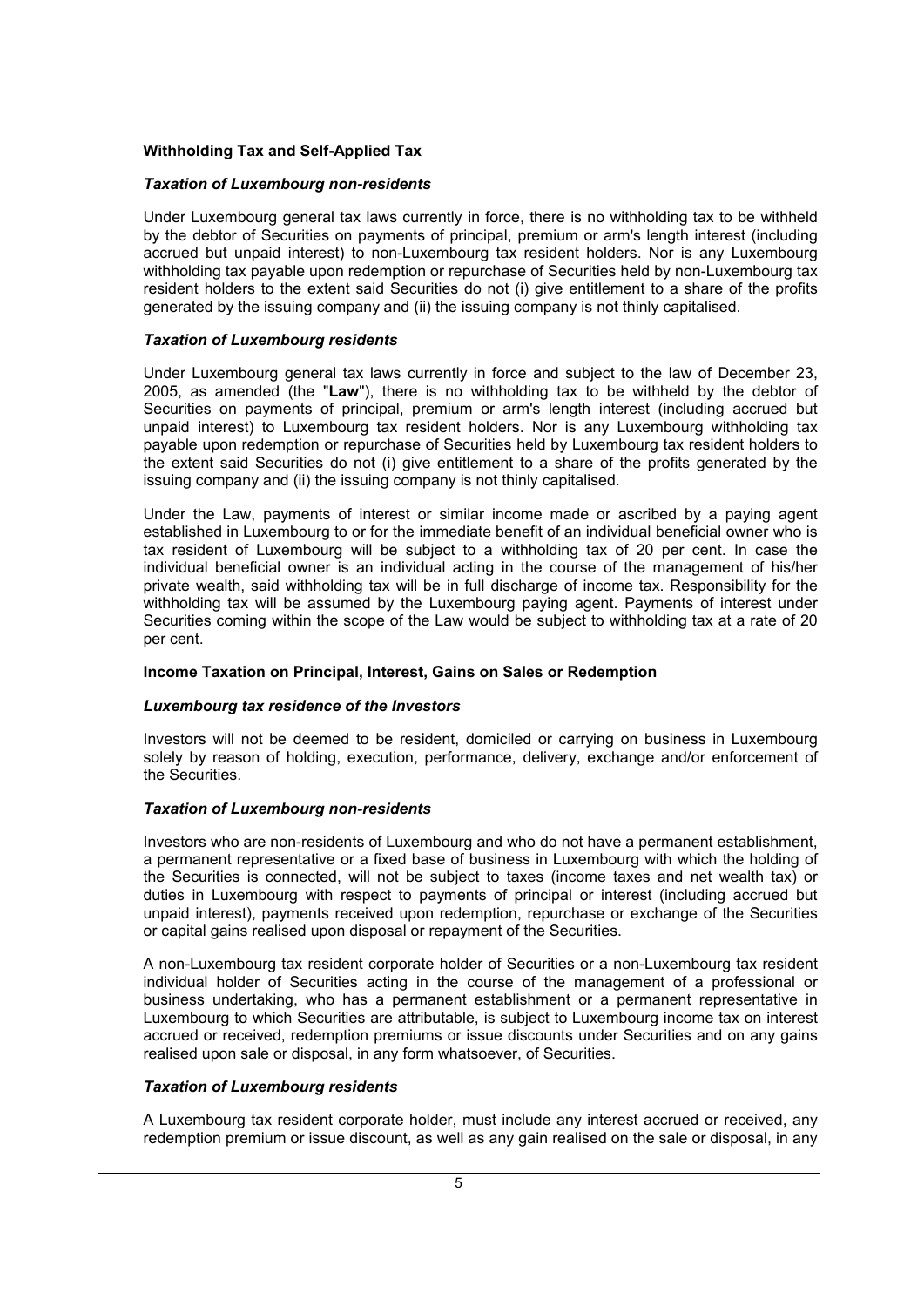**Withholding Tax and Self-Applied Tax**

***Taxation of Luxembourg non-residents***

Under Luxembourg general tax laws currently in force, there is no withholding tax to be withheld by the debtor of Securities on payments of principal, premium or arm's length interest (including accrued but unpaid interest) to non-Luxembourg tax resident holders. Nor is any Luxembourg withholding tax payable upon redemption or repurchase of Securities held by non-Luxembourg tax resident holders to the extent said Securities do not (i) give entitlement to a share of the profits generated by the issuing company and (ii) the issuing company is not thinly capitalised.

***Taxation of Luxembourg residents***

Under Luxembourg general tax laws currently in force and subject to the law of December 23, 2005, as amended (the "**Law**"), there is no withholding tax to be withheld by the debtor of Securities on payments of principal, premium or arm's length interest (including accrued but unpaid interest) to Luxembourg tax resident holders. Nor is any Luxembourg withholding tax payable upon redemption or repurchase of Securities held by Luxembourg tax resident holders to the extent said Securities do not (i) give entitlement to a share of the profits generated by the issuing company and (ii) the issuing company is not thinly capitalised.

Under the Law, payments of interest or similar income made or ascribed by a paying agent established in Luxembourg to or for the immediate benefit of an individual beneficial owner who is tax resident of Luxembourg will be subject to a withholding tax of 20 per cent. In case the individual beneficial owner is an individual acting in the course of the management of his/her private wealth, said withholding tax will be in full discharge of income tax. Responsibility for the withholding tax will be assumed by the Luxembourg paying agent. Payments of interest under Securities coming within the scope of the Law would be subject to withholding tax at a rate of 20 per cent.

**Income Taxation on Principal, Interest, Gains on Sales or Redemption**

***Luxembourg tax residence of the Investors***

Investors will not be deemed to be resident, domiciled or carrying on business in Luxembourg solely by reason of holding, execution, performance, delivery, exchange and/or enforcement of the Securities.

***Taxation of Luxembourg non-residents***

Investors who are non-residents of Luxembourg and who do not have a permanent establishment, a permanent representative or a fixed base of business in Luxembourg with which the holding of the Securities is connected, will not be subject to taxes (income taxes and net wealth tax) or duties in Luxembourg with respect to payments of principal or interest (including accrued but unpaid interest), payments received upon redemption, repurchase or exchange of the Securities or capital gains realised upon disposal or repayment of the Securities.

A non-Luxembourg tax resident corporate holder of Securities or a non-Luxembourg tax resident individual holder of Securities acting in the course of the management of a professional or business undertaking, who has a permanent establishment or a permanent representative in Luxembourg to which Securities are attributable, is subject to Luxembourg income tax on interest accrued or received, redemption premiums or issue discounts under Securities and on any gains realised upon sale or disposal, in any form whatsoever, of Securities.

***Taxation of Luxembourg residents***

A Luxembourg tax resident corporate holder, must include any interest accrued or received, any redemption premium or issue discount, as well as any gain realised on the sale or disposal, in any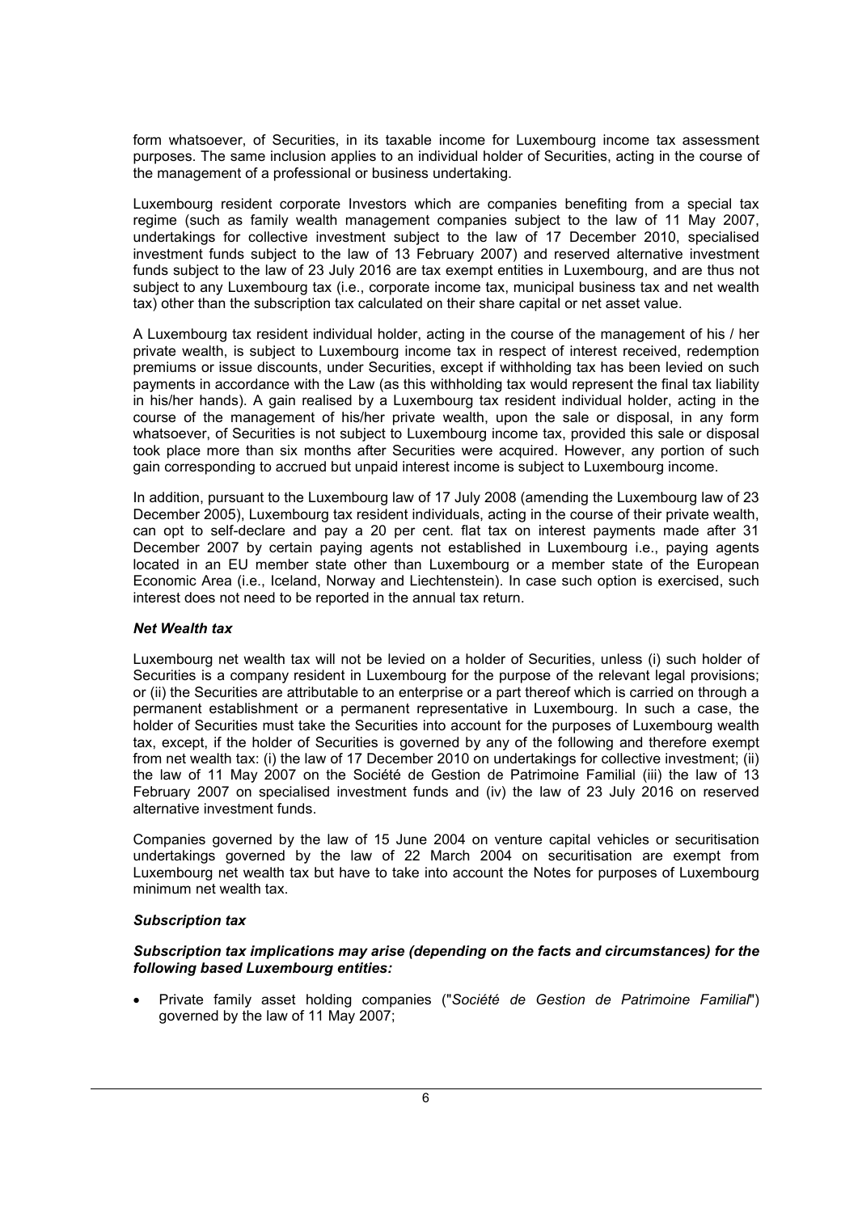form whatsoever, of Securities, in its taxable income for Luxembourg income tax assessment purposes. The same inclusion applies to an individual holder of Securities, acting in the course of the management of a professional or business undertaking.

Luxembourg resident corporate Investors which are companies benefiting from a special tax regime (such as family wealth management companies subject to the law of 11 May 2007, undertakings for collective investment subject to the law of 17 December 2010, specialised investment funds subject to the law of 13 February 2007) and reserved alternative investment funds subject to the law of 23 July 2016 are tax exempt entities in Luxembourg, and are thus not subject to any Luxembourg tax (i.e., corporate income tax, municipal business tax and net wealth tax) other than the subscription tax calculated on their share capital or net asset value.

A Luxembourg tax resident individual holder, acting in the course of the management of his / her private wealth, is subject to Luxembourg income tax in respect of interest received, redemption premiums or issue discounts, under Securities, except if withholding tax has been levied on such payments in accordance with the Law (as this withholding tax would represent the final tax liability in his/her hands). A gain realised by a Luxembourg tax resident individual holder, acting in the course of the management of his/her private wealth, upon the sale or disposal, in any form whatsoever, of Securities is not subject to Luxembourg income tax, provided this sale or disposal took place more than six months after Securities were acquired. However, any portion of such gain corresponding to accrued but unpaid interest income is subject to Luxembourg income.

In addition, pursuant to the Luxembourg law of 17 July 2008 (amending the Luxembourg law of 23 December 2005), Luxembourg tax resident individuals, acting in the course of their private wealth, can opt to self-declare and pay a 20 per cent. flat tax on interest payments made after 31 December 2007 by certain paying agents not established in Luxembourg i.e., paying agents located in an EU member state other than Luxembourg or a member state of the European Economic Area (i.e., Iceland, Norway and Liechtenstein). In case such option is exercised, such interest does not need to be reported in the annual tax return.

***Net Wealth tax***

Luxembourg net wealth tax will not be levied on a holder of Securities, unless (i) such holder of Securities is a company resident in Luxembourg for the purpose of the relevant legal provisions; or (ii) the Securities are attributable to an enterprise or a part thereof which is carried on through a permanent establishment or a permanent representative in Luxembourg. In such a case, the holder of Securities must take the Securities into account for the purposes of Luxembourg wealth tax, except, if the holder of Securities is governed by any of the following and therefore exempt from net wealth tax: (i) the law of 17 December 2010 on undertakings for collective investment; (ii) the law of 11 May 2007 on the Société de Gestion de Patrimoine Familial (iii) the law of 13 February 2007 on specialised investment funds and (iv) the law of 23 July 2016 on reserved alternative investment funds.

Companies governed by the law of 15 June 2004 on venture capital vehicles or securitisation undertakings governed by the law of 22 March 2004 on securitisation are exempt from Luxembourg net wealth tax but have to take into account the Notes for purposes of Luxembourg minimum net wealth tax.

***Subscription tax***

***Subscription tax implications may arise (depending on the facts and circumstances) for the following based Luxembourg entities:***

- Private family asset holding companies ("*Société de Gestion de Patrimoine Familial*") governed by the law of 11 May 2007;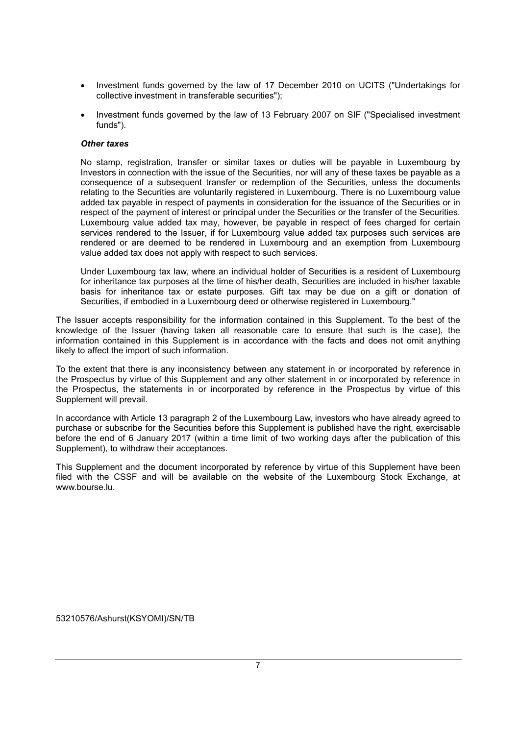- Investment funds governed by the law of 17 December 2010 on UCITS ("Undertakings for collective investment in transferable securities");
- Investment funds governed by the law of 13 February 2007 on SIF ("Specialised investment funds").

***Other taxes***

No stamp, registration, transfer or similar taxes or duties will be payable in Luxembourg by Investors in connection with the issue of the Securities, nor will any of these taxes be payable as a consequence of a subsequent transfer or redemption of the Securities, unless the documents relating to the Securities are voluntarily registered in Luxembourg. There is no Luxembourg value added tax payable in respect of payments in consideration for the issuance of the Securities or in respect of the payment of interest or principal under the Securities or the transfer of the Securities. Luxembourg value added tax may, however, be payable in respect of fees charged for certain services rendered to the Issuer, if for Luxembourg value added tax purposes such services are rendered or are deemed to be rendered in Luxembourg and an exemption from Luxembourg value added tax does not apply with respect to such services.

Under Luxembourg tax law, where an individual holder of Securities is a resident of Luxembourg for inheritance tax purposes at the time of his/her death, Securities are included in his/her taxable basis for inheritance tax or estate purposes. Gift tax may be due on a gift or donation of Securities, if embodied in a Luxembourg deed or otherwise registered in Luxembourg."

The Issuer accepts responsibility for the information contained in this Supplement. To the best of the knowledge of the Issuer (having taken all reasonable care to ensure that such is the case), the information contained in this Supplement is in accordance with the facts and does not omit anything likely to affect the import of such information.

To the extent that there is any inconsistency between any statement in or incorporated by reference in the Prospectus by virtue of this Supplement and any other statement in or incorporated by reference in the Prospectus, the statements in or incorporated by reference in the Prospectus by virtue of this Supplement will prevail.

In accordance with Article 13 paragraph 2 of the Luxembourg Law, investors who have already agreed to purchase or subscribe for the Securities before this Supplement is published have the right, exercisable before the end of 6 January 2017 (within a time limit of two working days after the publication of this Supplement), to withdraw their acceptances.

This Supplement and the document incorporated by reference by virtue of this Supplement have been filed with the CSSF and will be available on the website of the Luxembourg Stock Exchange, at www.bourse.lu.

53210576/Ashurst(KSYOMI)/SN/TB